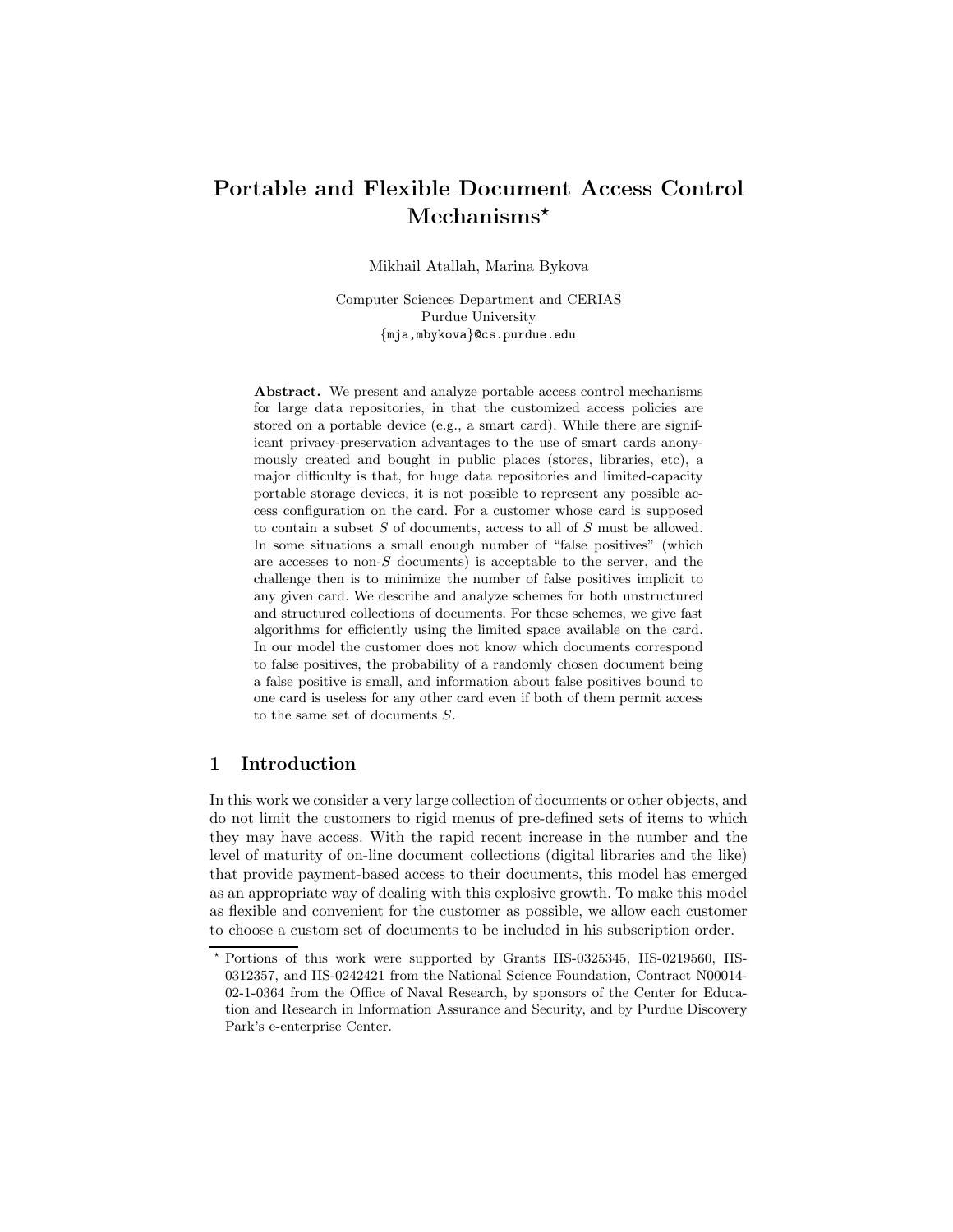# Portable and Flexible Document Access Control Mechanisms*

Mikhail Atallah, Marina Bykova

Computer Sciences Department and CERIAS
Purdue University
{mja,mbykova}@cs.purdue.edu

**Abstract.** We present and analyze portable access control mechanisms for large data repositories, in that the customized access policies are stored on a portable device (e.g., a smart card). While there are significant privacy-preservation advantages to the use of smart cards anonymously created and bought in public places (stores, libraries, etc), a major difficulty is that, for huge data repositories and limited-capacity portable storage devices, it is not possible to represent any possible access configuration on the card. For a customer whose card is supposed to contain a subset $S$ of documents, access to all of $S$ must be allowed. In some situations a small enough number of "false positives" (which are accesses to non-$S$ documents) is acceptable to the server, and the challenge then is to minimize the number of false positives implicit to any given card. We describe and analyze schemes for both unstructured and structured collections of documents. For these schemes, we give fast algorithms for efficiently using the limited space available on the card. In our model the customer does not know which documents correspond to false positives, the probability of a randomly chosen document being a false positive is small, and information about false positives bound to one card is useless for any other card even if both of them permit access to the same set of documents $S$.

## 1 Introduction

In this work we consider a very large collection of documents or other objects, and do not limit the customers to rigid menus of pre-defined sets of items to which they may have access. With the rapid recent increase in the number and the level of maturity of on-line document collections (digital libraries and the like) that provide payment-based access to their documents, this model has emerged as an appropriate way of dealing with this explosive growth. To make this model as flexible and convenient for the customer as possible, we allow each customer to choose a custom set of documents to be included in his subscription order.

* Portions of this work were supported by Grants IIS-0325345, IIS-0219560, IIS-0312357, and IIS-0242421 from the National Science Foundation, Contract N00014-02-1-0364 from the Office of Naval Research, by sponsors of the Center for Education and Research in Information Assurance and Security, and by Purdue Discovery Park's e-enterprise Center.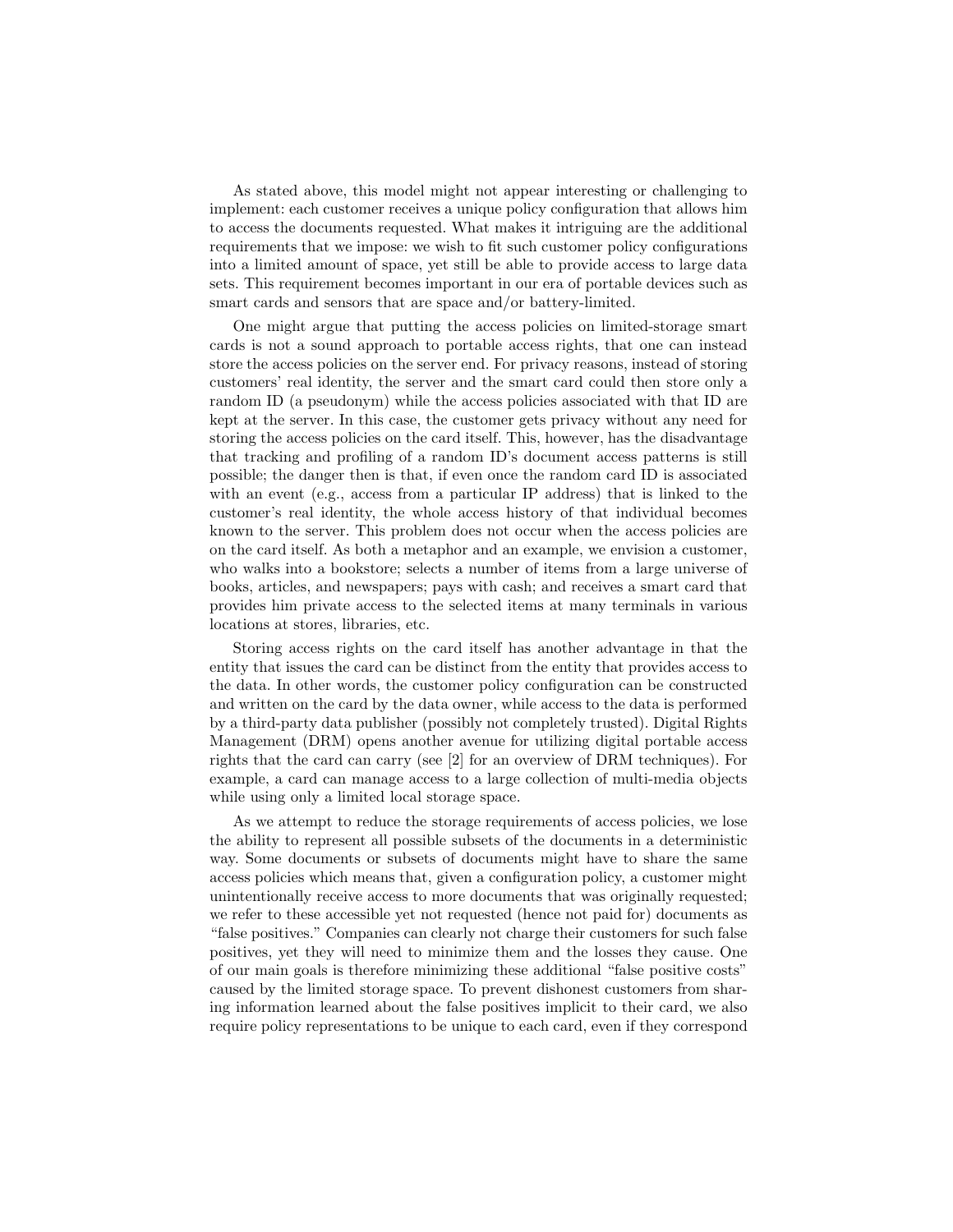As stated above, this model might not appear interesting or challenging to implement: each customer receives a unique policy configuration that allows him to access the documents requested. What makes it intriguing are the additional requirements that we impose: we wish to fit such customer policy configurations into a limited amount of space, yet still be able to provide access to large data sets. This requirement becomes important in our era of portable devices such as smart cards and sensors that are space and/or battery-limited.

One might argue that putting the access policies on limited-storage smart cards is not a sound approach to portable access rights, that one can instead store the access policies on the server end. For privacy reasons, instead of storing customers' real identity, the server and the smart card could then store only a random ID (a pseudonym) while the access policies associated with that ID are kept at the server. In this case, the customer gets privacy without any need for storing the access policies on the card itself. This, however, has the disadvantage that tracking and profiling of a random ID's document access patterns is still possible; the danger then is that, if even once the random card ID is associated with an event (e.g., access from a particular IP address) that is linked to the customer's real identity, the whole access history of that individual becomes known to the server. This problem does not occur when the access policies are on the card itself. As both a metaphor and an example, we envision a customer, who walks into a bookstore; selects a number of items from a large universe of books, articles, and newspapers; pays with cash; and receives a smart card that provides him private access to the selected items at many terminals in various locations at stores, libraries, etc.

Storing access rights on the card itself has another advantage in that the entity that issues the card can be distinct from the entity that provides access to the data. In other words, the customer policy configuration can be constructed and written on the card by the data owner, while access to the data is performed by a third-party data publisher (possibly not completely trusted). Digital Rights Management (DRM) opens another avenue for utilizing digital portable access rights that the card can carry (see [2] for an overview of DRM techniques). For example, a card can manage access to a large collection of multi-media objects while using only a limited local storage space.

As we attempt to reduce the storage requirements of access policies, we lose the ability to represent all possible subsets of the documents in a deterministic way. Some documents or subsets of documents might have to share the same access policies which means that, given a configuration policy, a customer might unintentionally receive access to more documents that was originally requested; we refer to these accessible yet not requested (hence not paid for) documents as "false positives." Companies can clearly not charge their customers for such false positives, yet they will need to minimize them and the losses they cause. One of our main goals is therefore minimizing these additional "false positive costs" caused by the limited storage space. To prevent dishonest customers from sharing information learned about the false positives implicit to their card, we also require policy representations to be unique to each card, even if they correspond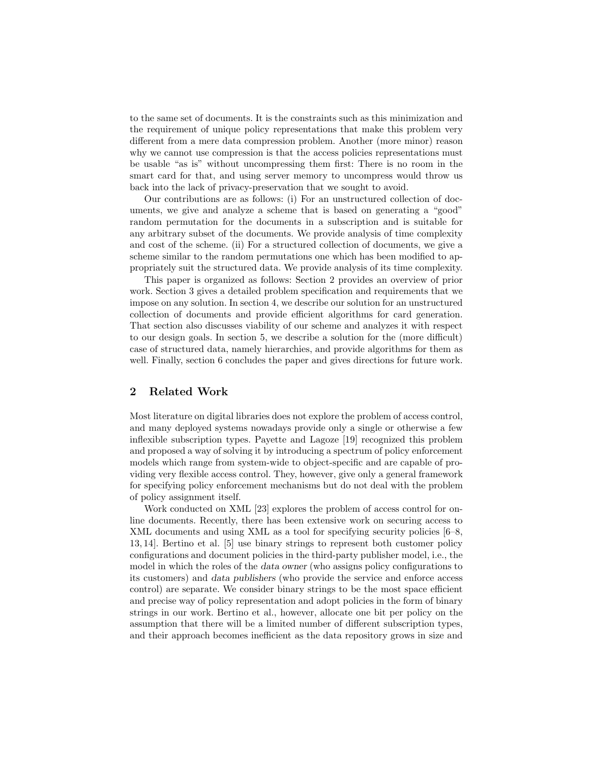to the same set of documents. It is the constraints such as this minimization and the requirement of unique policy representations that make this problem very different from a mere data compression problem. Another (more minor) reason why we cannot use compression is that the access policies representations must be usable "as is" without uncompressing them first: There is no room in the smart card for that, and using server memory to uncompress would throw us back into the lack of privacy-preservation that we sought to avoid.

Our contributions are as follows: (i) For an unstructured collection of documents, we give and analyze a scheme that is based on generating a "good" random permutation for the documents in a subscription and is suitable for any arbitrary subset of the documents. We provide analysis of time complexity and cost of the scheme. (ii) For a structured collection of documents, we give a scheme similar to the random permutations one which has been modified to appropriately suit the structured data. We provide analysis of its time complexity.

This paper is organized as follows: Section 2 provides an overview of prior work. Section 3 gives a detailed problem specification and requirements that we impose on any solution. In section 4, we describe our solution for an unstructured collection of documents and provide efficient algorithms for card generation. That section also discusses viability of our scheme and analyzes it with respect to our design goals. In section 5, we describe a solution for the (more difficult) case of structured data, namely hierarchies, and provide algorithms for them as well. Finally, section 6 concludes the paper and gives directions for future work.

## 2 Related Work

Most literature on digital libraries does not explore the problem of access control, and many deployed systems nowadays provide only a single or otherwise a few inflexible subscription types. Payette and Lagoze [19] recognized this problem and proposed a way of solving it by introducing a spectrum of policy enforcement models which range from system-wide to object-specific and are capable of providing very flexible access control. They, however, give only a general framework for specifying policy enforcement mechanisms but do not deal with the problem of policy assignment itself.

Work conducted on XML [23] explores the problem of access control for online documents. Recently, there has been extensive work on securing access to XML documents and using XML as a tool for specifying security policies [6–8, 13, 14]. Bertino et al. [5] use binary strings to represent both customer policy configurations and document policies in the third-party publisher model, i.e., the model in which the roles of the *data owner* (who assigns policy configurations to its customers) and *data publishers* (who provide the service and enforce access control) are separate. We consider binary strings to be the most space efficient and precise way of policy representation and adopt policies in the form of binary strings in our work. Bertino et al., however, allocate one bit per policy on the assumption that there will be a limited number of different subscription types, and their approach becomes inefficient as the data repository grows in size and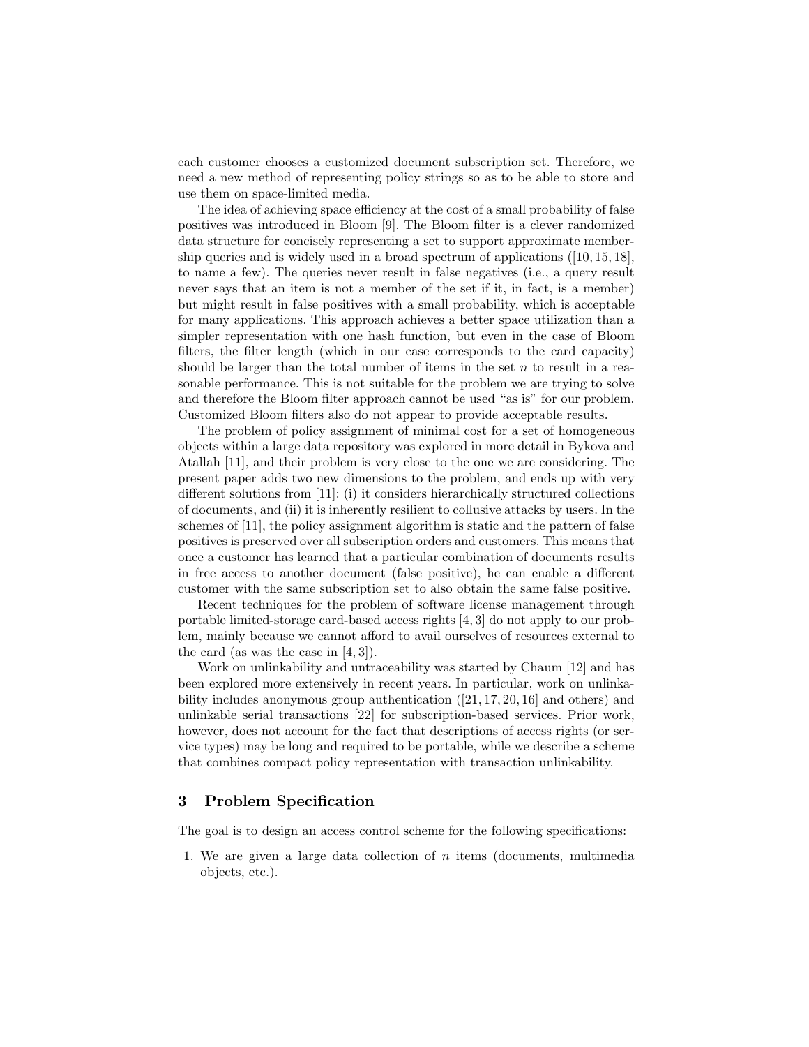each customer chooses a customized document subscription set. Therefore, we need a new method of representing policy strings so as to be able to store and use them on space-limited media.

The idea of achieving space efficiency at the cost of a small probability of false positives was introduced in Bloom [9]. The Bloom filter is a clever randomized data structure for concisely representing a set to support approximate membership queries and is widely used in a broad spectrum of applications ([10, 15, 18], to name a few). The queries never result in false negatives (i.e., a query result never says that an item is not a member of the set if it, in fact, is a member) but might result in false positives with a small probability, which is acceptable for many applications. This approach achieves a better space utilization than a simpler representation with one hash function, but even in the case of Bloom filters, the filter length (which in our case corresponds to the card capacity) should be larger than the total number of items in the set $n$ to result in a reasonable performance. This is not suitable for the problem we are trying to solve and therefore the Bloom filter approach cannot be used "as is" for our problem. Customized Bloom filters also do not appear to provide acceptable results.

The problem of policy assignment of minimal cost for a set of homogeneous objects within a large data repository was explored in more detail in Bykova and Atallah [11], and their problem is very close to the one we are considering. The present paper adds two new dimensions to the problem, and ends up with very different solutions from [11]: (i) it considers hierarchically structured collections of documents, and (ii) it is inherently resilient to collusive attacks by users. In the schemes of [11], the policy assignment algorithm is static and the pattern of false positives is preserved over all subscription orders and customers. This means that once a customer has learned that a particular combination of documents results in free access to another document (false positive), he can enable a different customer with the same subscription set to also obtain the same false positive.

Recent techniques for the problem of software license management through portable limited-storage card-based access rights [4, 3] do not apply to our problem, mainly because we cannot afford to avail ourselves of resources external to the card (as was the case in [4, 3]).

Work on unlinkability and untraceability was started by Chaum [12] and has been explored more extensively in recent years. In particular, work on unlinkability includes anonymous group authentication ([21, 17, 20, 16] and others) and unlinkable serial transactions [22] for subscription-based services. Prior work, however, does not account for the fact that descriptions of access rights (or service types) may be long and required to be portable, while we describe a scheme that combines compact policy representation with transaction unlinkability.

## 3 Problem Specification

The goal is to design an access control scheme for the following specifications:

1. We are given a large data collection of $n$ items (documents, multimedia objects, etc.).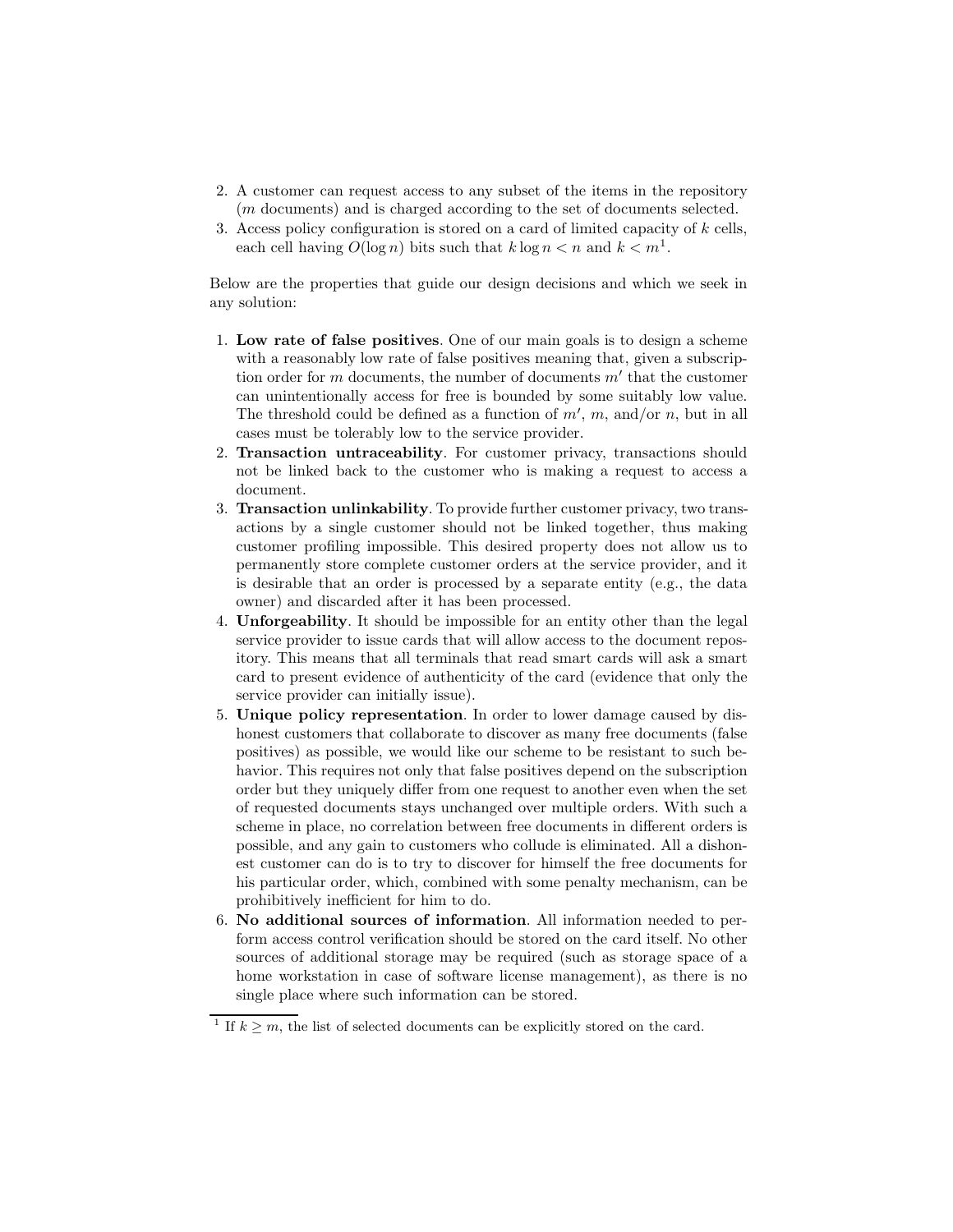2. A customer can request access to any subset of the items in the repository ($m$ documents) and is charged according to the set of documents selected.
3. Access policy configuration is stored on a card of limited capacity of $k$ cells, each cell having $O(\log n)$ bits such that $k \log n < n$ and $k < m$[1].

Below are the properties that guide our design decisions and which we seek in any solution:

1. **Low rate of false positives**. One of our main goals is to design a scheme with a reasonably low rate of false positives meaning that, given a subscription order for $m$ documents, the number of documents $m'$ that the customer can unintentionally access for free is bounded by some suitably low value. The threshold could be defined as a function of $m'$, $m$, and/or $n$, but in all cases must be tolerably low to the service provider.
2. **Transaction untraceability**. For customer privacy, transactions should not be linked back to the customer who is making a request to access a document.
3. **Transaction unlinkability**. To provide further customer privacy, two transactions by a single customer should not be linked together, thus making customer profiling impossible. This desired property does not allow us to permanently store complete customer orders at the service provider, and it is desirable that an order is processed by a separate entity (e.g., the data owner) and discarded after it has been processed.
4. **Unforgeability**. It should be impossible for an entity other than the legal service provider to issue cards that will allow access to the document repository. This means that all terminals that read smart cards will ask a smart card to present evidence of authenticity of the card (evidence that only the service provider can initially issue).
5. **Unique policy representation**. In order to lower damage caused by dishonest customers that collaborate to discover as many free documents (false positives) as possible, we would like our scheme to be resistant to such behavior. This requires not only that false positives depend on the subscription order but they uniquely differ from one request to another even when the set of requested documents stays unchanged over multiple orders. With such a scheme in place, no correlation between free documents in different orders is possible, and any gain to customers who collude is eliminated. All a dishonest customer can do is to try to discover for himself the free documents for his particular order, which, combined with some penalty mechanism, can be prohibitively inefficient for him to do.
6. **No additional sources of information**. All information needed to perform access control verification should be stored on the card itself. No other sources of additional storage may be required (such as storage space of a home workstation in case of software license management), as there is no single place where such information can be stored.

[1] If $k \geq m$, the list of selected documents can be explicitly stored on the card.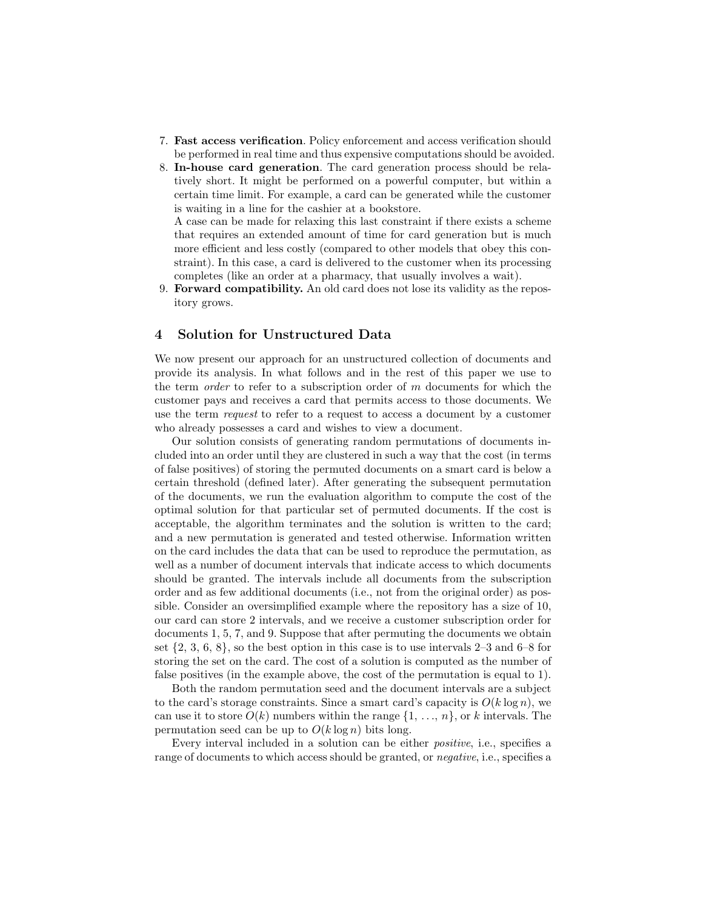7. **Fast access verification**. Policy enforcement and access verification should be performed in real time and thus expensive computations should be avoided.
8. **In-house card generation**. The card generation process should be relatively short. It might be performed on a powerful computer, but within a certain time limit. For example, a card can be generated while the customer is waiting in a line for the cashier at a bookstore.
   A case can be made for relaxing this last constraint if there exists a scheme that requires an extended amount of time for card generation but is much more efficient and less costly (compared to other models that obey this constraint). In this case, a card is delivered to the customer when its processing completes (like an order at a pharmacy, that usually involves a wait).
9. **Forward compatibility.** An old card does not lose its validity as the repository grows.

## 4 Solution for Unstructured Data

We now present our approach for an unstructured collection of documents and provide its analysis. In what follows and in the rest of this paper we use to the term *order* to refer to a subscription order of $m$ documents for which the customer pays and receives a card that permits access to those documents. We use the term *request* to refer to a request to access a document by a customer who already possesses a card and wishes to view a document.

Our solution consists of generating random permutations of documents included into an order until they are clustered in such a way that the cost (in terms of false positives) of storing the permuted documents on a smart card is below a certain threshold (defined later). After generating the subsequent permutation of the documents, we run the evaluation algorithm to compute the cost of the optimal solution for that particular set of permuted documents. If the cost is acceptable, the algorithm terminates and the solution is written to the card; and a new permutation is generated and tested otherwise. Information written on the card includes the data that can be used to reproduce the permutation, as well as a number of document intervals that indicate access to which documents should be granted. The intervals include all documents from the subscription order and as few additional documents (i.e., not from the original order) as possible. Consider an oversimplified example where the repository has a size of 10, our card can store 2 intervals, and we receive a customer subscription order for documents 1, 5, 7, and 9. Suppose that after permuting the documents we obtain set $\{2, 3, 6, 8\}$, so the best option in this case is to use intervals 2–3 and 6–8 for storing the set on the card. The cost of a solution is computed as the number of false positives (in the example above, the cost of the permutation is equal to 1).

Both the random permutation seed and the document intervals are a subject to the card's storage constraints. Since a smart card's capacity is $O(k \log n)$, we can use it to store $O(k)$ numbers within the range $\{1, \ldots, n\}$, or $k$ intervals. The permutation seed can be up to $O(k \log n)$ bits long.

Every interval included in a solution can be either *positive*, i.e., specifies a range of documents to which access should be granted, or *negative*, i.e., specifies a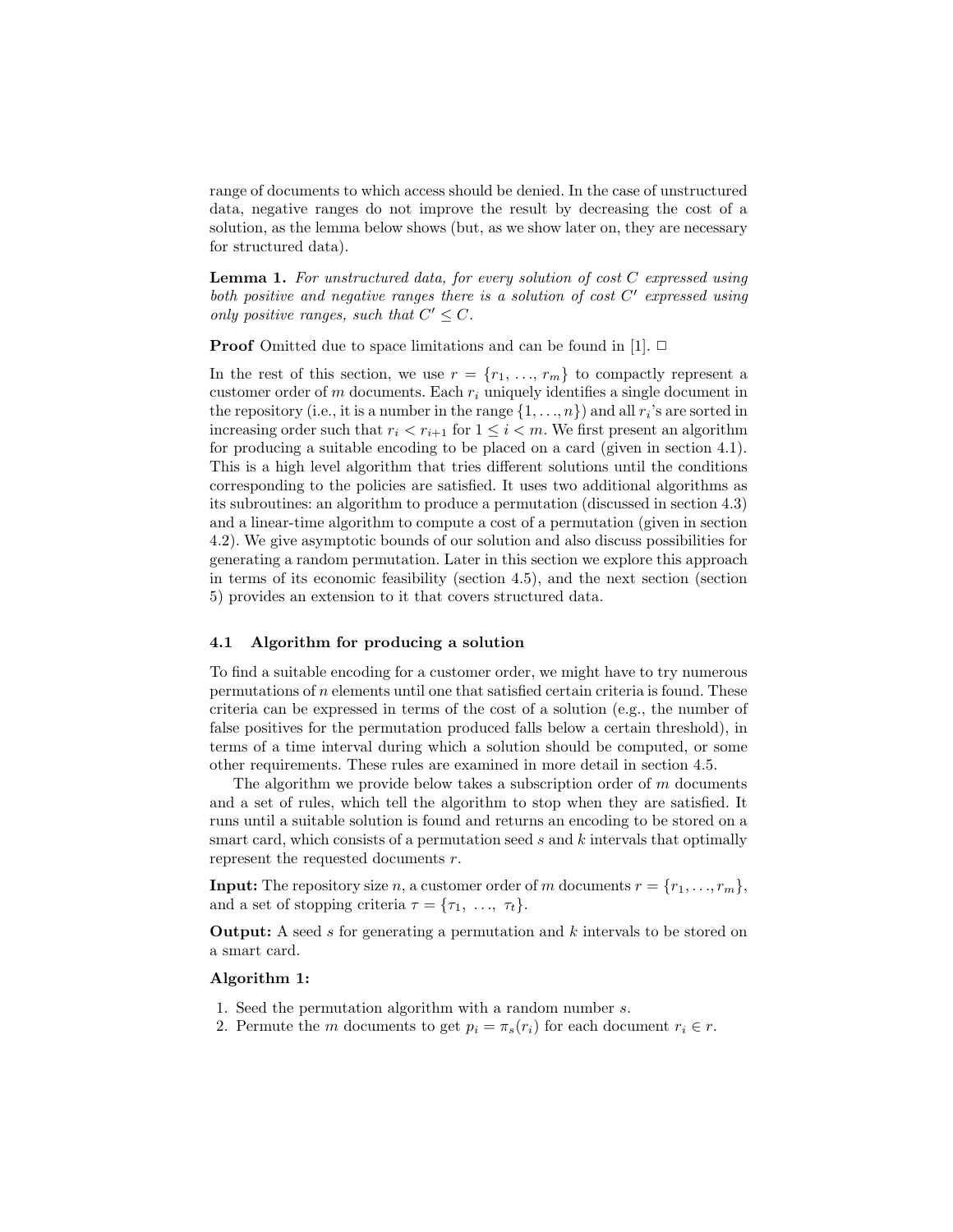range of documents to which access should be denied. In the case of unstructured data, negative ranges do not improve the result by decreasing the cost of a solution, as the lemma below shows (but, as we show later on, they are necessary for structured data).

**Lemma 1.** *For unstructured data, for every solution of cost $C$ expressed using both positive and negative ranges there is a solution of cost $C'$ expressed using only positive ranges, such that $C' \leq C$.*

**Proof** Omitted due to space limitations and can be found in [1]. □

In the rest of this section, we use $r = \{r_1, \ldots, r_m\}$ to compactly represent a customer order of $m$ documents. Each $r_i$ uniquely identifies a single document in the repository (i.e., it is a number in the range $\{1, \ldots, n\}$) and all $r_i$'s are sorted in increasing order such that $r_i < r_{i+1}$ for $1 \leq i < m$. We first present an algorithm for producing a suitable encoding to be placed on a card (given in section 4.1). This is a high level algorithm that tries different solutions until the conditions corresponding to the policies are satisfied. It uses two additional algorithms as its subroutines: an algorithm to produce a permutation (discussed in section 4.3) and a linear-time algorithm to compute a cost of a permutation (given in section 4.2). We give asymptotic bounds of our solution and also discuss possibilities for generating a random permutation. Later in this section we explore this approach in terms of its economic feasibility (section 4.5), and the next section (section 5) provides an extension to it that covers structured data.

### 4.1 Algorithm for producing a solution

To find a suitable encoding for a customer order, we might have to try numerous permutations of $n$ elements until one that satisfied certain criteria is found. These criteria can be expressed in terms of the cost of a solution (e.g., the number of false positives for the permutation produced falls below a certain threshold), in terms of a time interval during which a solution should be computed, or some other requirements. These rules are examined in more detail in section 4.5.

The algorithm we provide below takes a subscription order of $m$ documents and a set of rules, which tell the algorithm to stop when they are satisfied. It runs until a suitable solution is found and returns an encoding to be stored on a smart card, which consists of a permutation seed $s$ and $k$ intervals that optimally represent the requested documents $r$.

**Input:** The repository size $n$, a customer order of $m$ documents $r = \{r_1, \ldots, r_m\}$, and a set of stopping criteria $\tau = \{\tau_1, \ldots, \tau_t\}$.

**Output:** A seed $s$ for generating a permutation and $k$ intervals to be stored on a smart card.

**Algorithm 1:**

1. Seed the permutation algorithm with a random number $s$.
2. Permute the $m$ documents to get $p_i = \pi_s(r_i)$ for each document $r_i \in r$.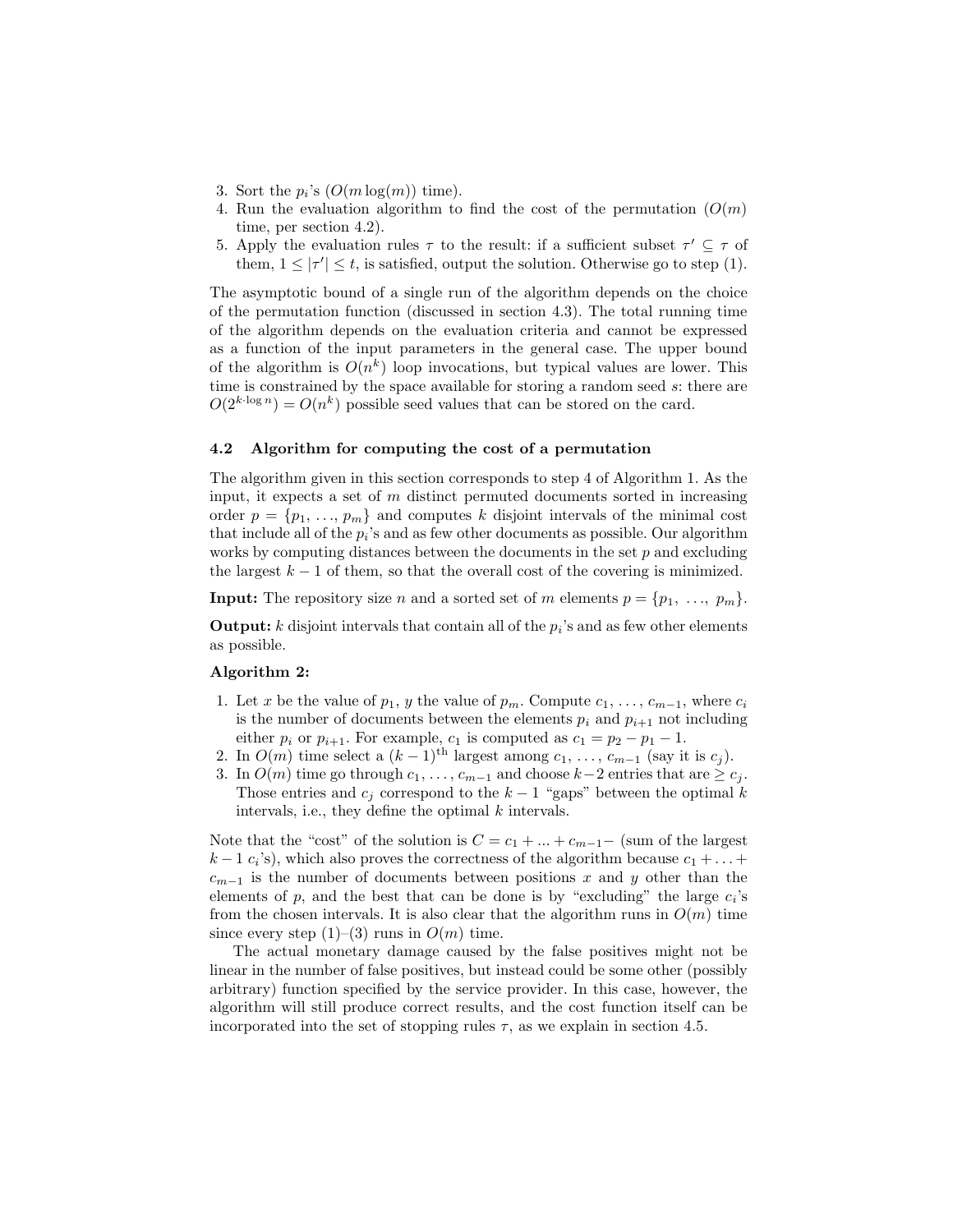3. Sort the $p_i$'s ($O(m \log(m))$ time).
4. Run the evaluation algorithm to find the cost of the permutation ($O(m)$ time, per section 4.2).
5. Apply the evaluation rules $\tau$ to the result: if a sufficient subset $\tau' \subseteq \tau$ of them, $1 \leq |\tau'| \leq t$, is satisfied, output the solution. Otherwise go to step (1).

The asymptotic bound of a single run of the algorithm depends on the choice of the permutation function (discussed in section 4.3). The total running time of the algorithm depends on the evaluation criteria and cannot be expressed as a function of the input parameters in the general case. The upper bound of the algorithm is $O(n^k)$ loop invocations, but typical values are lower. This time is constrained by the space available for storing a random seed $s$: there are $O(2^{k \cdot \log n}) = O(n^k)$ possible seed values that can be stored on the card.

### 4.2 Algorithm for computing the cost of a permutation

The algorithm given in this section corresponds to step 4 of Algorithm 1. As the input, it expects a set of $m$ distinct permuted documents sorted in increasing order $p = \{p_1, \ldots, p_m\}$ and computes $k$ disjoint intervals of the minimal cost that include all of the $p_i$'s and as few other documents as possible. Our algorithm works by computing distances between the documents in the set $p$ and excluding the largest $k-1$ of them, so that the overall cost of the covering is minimized.

**Input:** The repository size $n$ and a sorted set of $m$ elements $p = \{p_1, \ldots, p_m\}$.

**Output:** $k$ disjoint intervals that contain all of the $p_i$'s and as few other elements as possible.

**Algorithm 2:**

1. Let $x$ be the value of $p_1$, $y$ the value of $p_m$. Compute $c_1, \ldots, c_{m-1}$, where $c_i$ is the number of documents between the elements $p_i$ and $p_{i+1}$ not including either $p_i$ or $p_{i+1}$. For example, $c_1$ is computed as $c_1 = p_2 - p_1 - 1$.
2. In $O(m)$ time select a $(k-1)^{\text{th}}$ largest among $c_1, \ldots, c_{m-1}$ (say it is $c_j$).
3. In $O(m)$ time go through $c_1, \ldots, c_{m-1}$ and choose $k-2$ entries that are $\geq c_j$. Those entries and $c_j$ correspond to the $k-1$ "gaps" between the optimal $k$ intervals, i.e., they define the optimal $k$ intervals.

Note that the "cost" of the solution is $C = c_1 + \ldots + c_{m-1} -$ (sum of the largest $k-1$ $c_i$'s), which also proves the correctness of the algorithm because $c_1 + \ldots + c_{m-1}$ is the number of documents between positions $x$ and $y$ other than the elements of $p$, and the best that can be done is by "excluding" the large $c_i$'s from the chosen intervals. It is also clear that the algorithm runs in $O(m)$ time since every step (1)–(3) runs in $O(m)$ time.

The actual monetary damage caused by the false positives might not be linear in the number of false positives, but instead could be some other (possibly arbitrary) function specified by the service provider. In this case, however, the algorithm will still produce correct results, and the cost function itself can be incorporated into the set of stopping rules $\tau$, as we explain in section 4.5.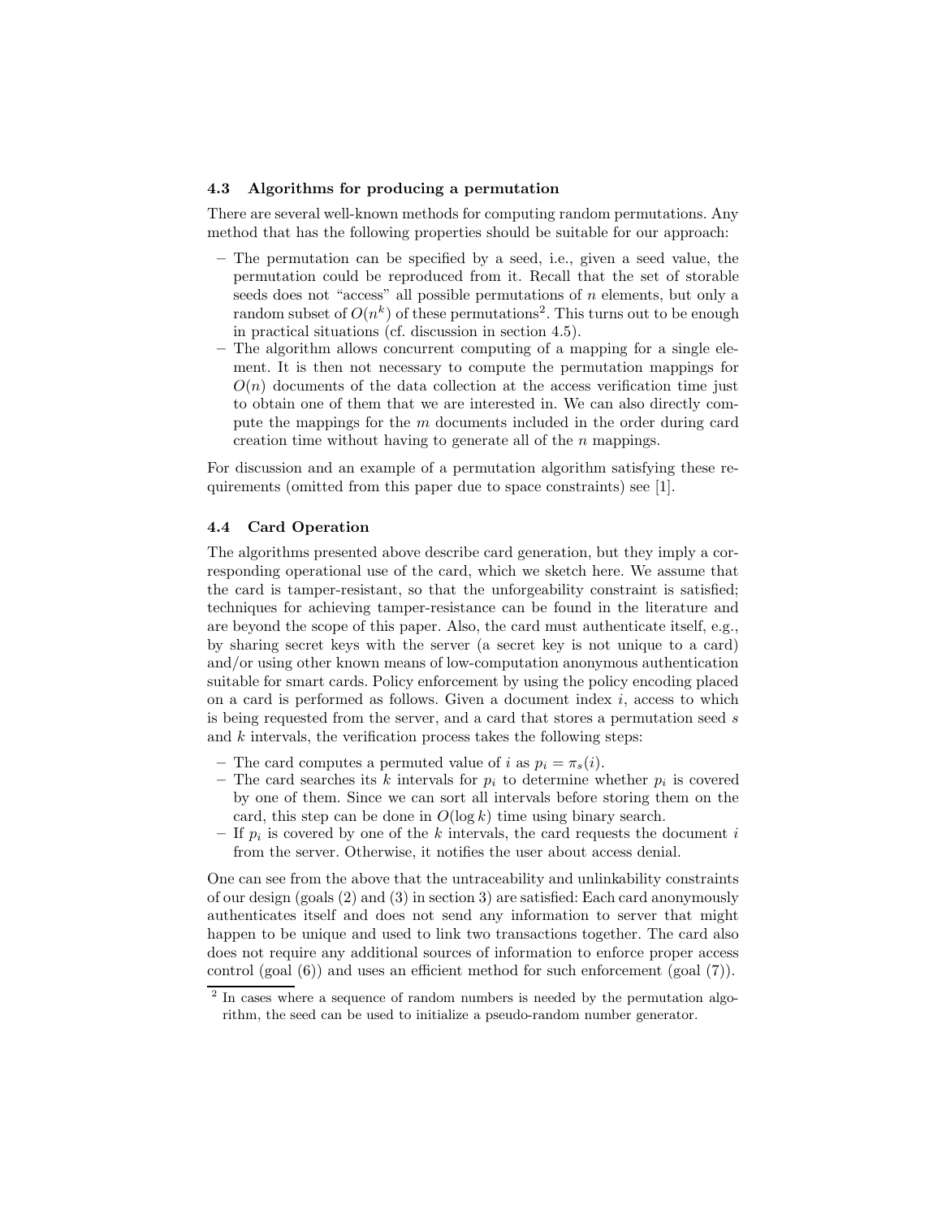### 4.3 Algorithms for producing a permutation

There are several well-known methods for computing random permutations. Any method that has the following properties should be suitable for our approach:

- The permutation can be specified by a seed, i.e., given a seed value, the permutation could be reproduced from it. Recall that the set of storable seeds does not "access" all possible permutations of $n$ elements, but only a random subset of $O(n^k)$ of these permutations[2]. This turns out to be enough in practical situations (cf. discussion in section 4.5).
- The algorithm allows concurrent computing of a mapping for a single element. It is then not necessary to compute the permutation mappings for $O(n)$ documents of the data collection at the access verification time just to obtain one of them that we are interested in. We can also directly compute the mappings for the $m$ documents included in the order during card creation time without having to generate all of the $n$ mappings.

For discussion and an example of a permutation algorithm satisfying these requirements (omitted from this paper due to space constraints) see [1].

### 4.4 Card Operation

The algorithms presented above describe card generation, but they imply a corresponding operational use of the card, which we sketch here. We assume that the card is tamper-resistant, so that the unforgeability constraint is satisfied; techniques for achieving tamper-resistance can be found in the literature and are beyond the scope of this paper. Also, the card must authenticate itself, e.g., by sharing secret keys with the server (a secret key is not unique to a card) and/or using other known means of low-computation anonymous authentication suitable for smart cards. Policy enforcement by using the policy encoding placed on a card is performed as follows. Given a document index $i$, access to which is being requested from the server, and a card that stores a permutation seed $s$ and $k$ intervals, the verification process takes the following steps:

- The card computes a permuted value of $i$ as $p_i = \pi_s(i)$.
- The card searches its $k$ intervals for $p_i$ to determine whether $p_i$ is covered by one of them. Since we can sort all intervals before storing them on the card, this step can be done in $O(\log k)$ time using binary search.
- If $p_i$ is covered by one of the $k$ intervals, the card requests the document $i$ from the server. Otherwise, it notifies the user about access denial.

One can see from the above that the untraceability and unlinkability constraints of our design (goals (2) and (3) in section 3) are satisfied: Each card anonymously authenticates itself and does not send any information to server that might happen to be unique and used to link two transactions together. The card also does not require any additional sources of information to enforce proper access control (goal (6)) and uses an efficient method for such enforcement (goal (7)).

[2] In cases where a sequence of random numbers is needed by the permutation algorithm, the seed can be used to initialize a pseudo-random number generator.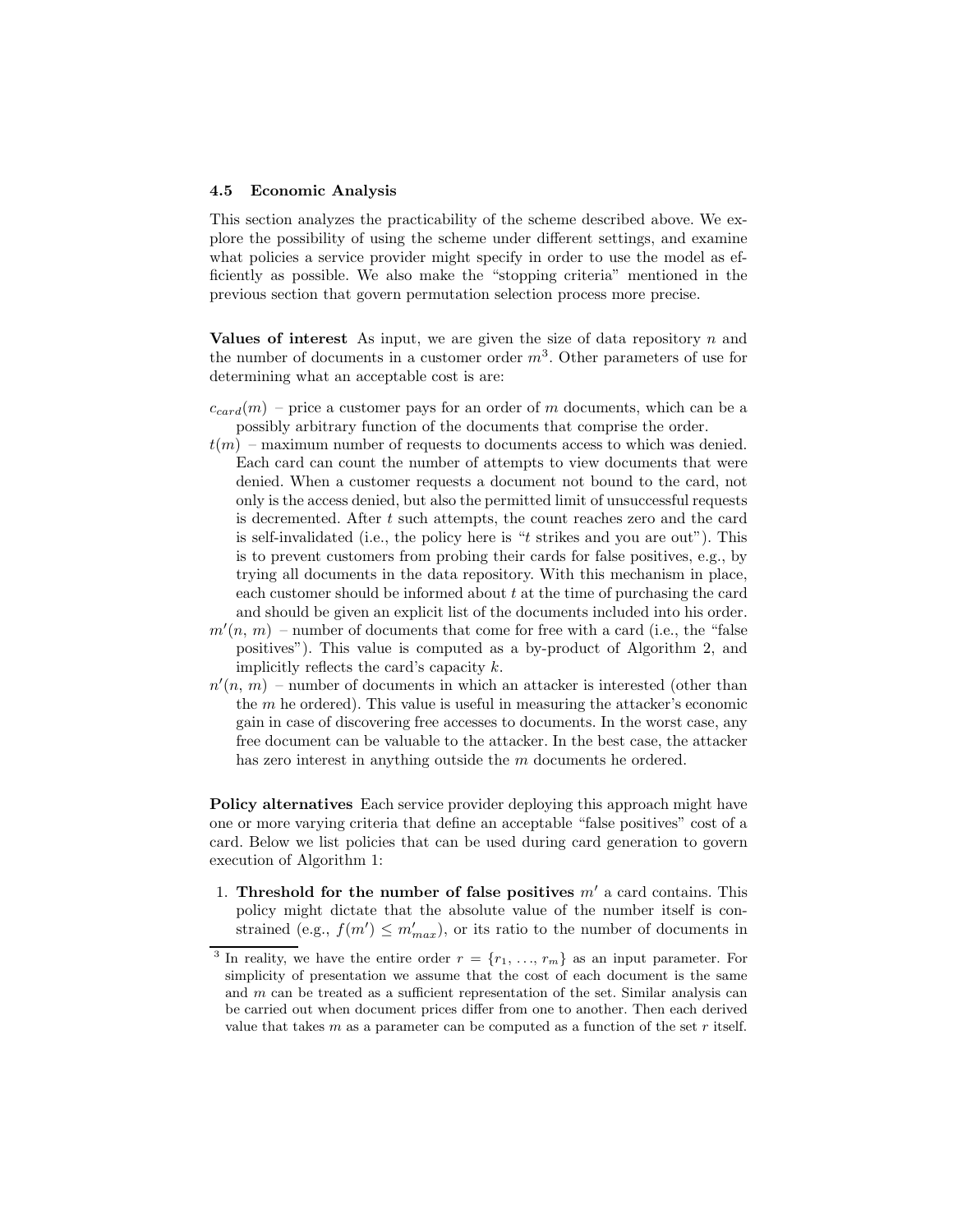### 4.5 Economic Analysis

This section analyzes the practicability of the scheme described above. We explore the possibility of using the scheme under different settings, and examine what policies a service provider might specify in order to use the model as efficiently as possible. We also make the "stopping criteria" mentioned in the previous section that govern permutation selection process more precise.

**Values of interest** As input, we are given the size of data repository $n$ and the number of documents in a customer order $m$[3]. Other parameters of use for determining what an acceptable cost is are:

- $c_{card}(m)$ – price a customer pays for an order of $m$ documents, which can be a possibly arbitrary function of the documents that comprise the order.
- $t(m)$ – maximum number of requests to documents access to which was denied. Each card can count the number of attempts to view documents that were denied. When a customer requests a document not bound to the card, not only is the access denied, but also the permitted limit of unsuccessful requests is decremented. After $t$ such attempts, the count reaches zero and the card is self-invalidated (i.e., the policy here is "$t$ strikes and you are out"). This is to prevent customers from probing their cards for false positives, e.g., by trying all documents in the data repository. With this mechanism in place, each customer should be informed about $t$ at the time of purchasing the card and should be given an explicit list of the documents included into his order.
- $m'(n, m)$ – number of documents that come for free with a card (i.e., the "false positives"). This value is computed as a by-product of Algorithm 2, and implicitly reflects the card's capacity $k$.
- $n'(n, m)$ – number of documents in which an attacker is interested (other than the $m$ he ordered). This value is useful in measuring the attacker's economic gain in case of discovering free accesses to documents. In the worst case, any free document can be valuable to the attacker. In the best case, the attacker has zero interest in anything outside the $m$ documents he ordered.

**Policy alternatives** Each service provider deploying this approach might have one or more varying criteria that define an acceptable "false positives" cost of a card. Below we list policies that can be used during card generation to govern execution of Algorithm 1:

1. **Threshold for the number of false positives** $m'$ a card contains. This policy might dictate that the absolute value of the number itself is constrained (e.g., $f(m') \leq m'_{max}$), or its ratio to the number of documents in

[3] In reality, we have the entire order $r = \{r_1, \ldots, r_m\}$ as an input parameter. For simplicity of presentation we assume that the cost of each document is the same and $m$ can be treated as a sufficient representation of the set. Similar analysis can be carried out when document prices differ from one to another. Then each derived value that takes $m$ as a parameter can be computed as a function of the set $r$ itself.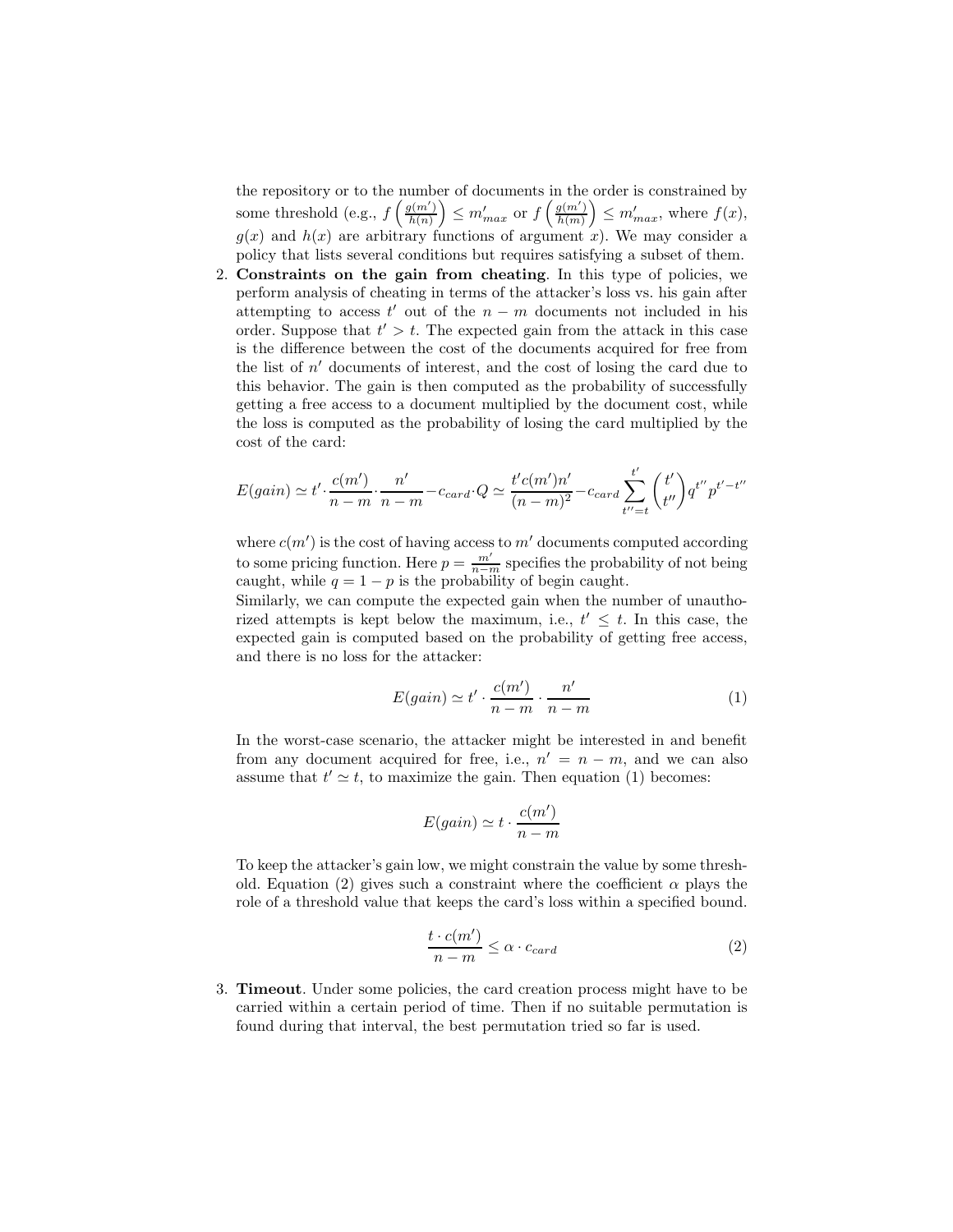the repository or to the number of documents in the order is constrained by some threshold (e.g., $f\left(\frac{g(m')}{h(n)}\right) \leq m'_{max}$ or $f\left(\frac{g(m')}{h(m)}\right) \leq m'_{max}$, where $f(x)$, $g(x)$ and $h(x)$ are arbitrary functions of argument $x$). We may consider a policy that lists several conditions but requires satisfying a subset of them.

2. **Constraints on the gain from cheating**. In this type of policies, we perform analysis of cheating in terms of the attacker's loss vs. his gain after attempting to access $t'$ out of the $n - m$ documents not included in his order. Suppose that $t' > t$. The expected gain from the attack in this case is the difference between the cost of the documents acquired for free from the list of $n'$ documents of interest, and the cost of losing the card due to this behavior. The gain is then computed as the probability of successfully getting a free access to a document multiplied by the document cost, while the loss is computed as the probability of losing the card multiplied by the cost of the card:

$$E(gain) \simeq t' \cdot \frac{c(m')}{n-m} \cdot \frac{n'}{n-m} - c_{card} \cdot Q \simeq \frac{t' c(m') n'}{(n-m)^2} - c_{card} \sum_{t''=t}^{t'} \binom{t'}{t''} q^{t''} p^{t'-t''}$$

where $c(m')$ is the cost of having access to $m'$ documents computed according to some pricing function. Here $p = \frac{m'}{n-m}$ specifies the probability of not being caught, while $q = 1 - p$ is the probability of begin caught.

Similarly, we can compute the expected gain when the number of unauthorized attempts is kept below the maximum, i.e., $t' \leq t$. In this case, the expected gain is computed based on the probability of getting free access, and there is no loss for the attacker:

$$E(gain) \simeq t' \cdot \frac{c(m')}{n-m} \cdot \frac{n'}{n-m} \tag{1}$$

In the worst-case scenario, the attacker might be interested in and benefit from any document acquired for free, i.e., $n' = n - m$, and we can also assume that $t' \simeq t$, to maximize the gain. Then equation (1) becomes:

$$E(gain) \simeq t \cdot \frac{c(m')}{n-m}$$

To keep the attacker's gain low, we might constrain the value by some threshold. Equation (2) gives such a constraint where the coefficient $\alpha$ plays the role of a threshold value that keeps the card's loss within a specified bound.

$$\frac{t \cdot c(m')}{n-m} \leq \alpha \cdot c_{card} \tag{2}$$

3. **Timeout**. Under some policies, the card creation process might have to be carried within a certain period of time. Then if no suitable permutation is found during that interval, the best permutation tried so far is used.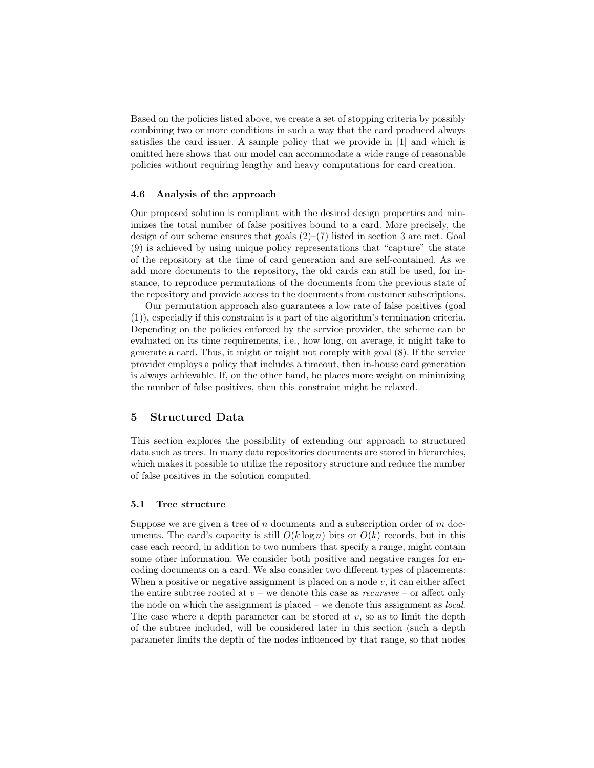Based on the policies listed above, we create a set of stopping criteria by possibly combining two or more conditions in such a way that the card produced always satisfies the card issuer. A sample policy that we provide in [1] and which is omitted here shows that our model can accommodate a wide range of reasonable policies without requiring lengthy and heavy computations for card creation.

### 4.6 Analysis of the approach

Our proposed solution is compliant with the desired design properties and minimizes the total number of false positives bound to a card. More precisely, the design of our scheme ensures that goals (2)–(7) listed in section 3 are met. Goal (9) is achieved by using unique policy representations that "capture" the state of the repository at the time of card generation and are self-contained. As we add more documents to the repository, the old cards can still be used, for instance, to reproduce permutations of the documents from the previous state of the repository and provide access to the documents from customer subscriptions.

Our permutation approach also guarantees a low rate of false positives (goal (1)), especially if this constraint is a part of the algorithm's termination criteria. Depending on the policies enforced by the service provider, the scheme can be evaluated on its time requirements, i.e., how long, on average, it might take to generate a card. Thus, it might or might not comply with goal (8). If the service provider employs a policy that includes a timeout, then in-house card generation is always achievable. If, on the other hand, he places more weight on minimizing the number of false positives, then this constraint might be relaxed.

## 5 Structured Data

This section explores the possibility of extending our approach to structured data such as trees. In many data repositories documents are stored in hierarchies, which makes it possible to utilize the repository structure and reduce the number of false positives in the solution computed.

### 5.1 Tree structure

Suppose we are given a tree of $n$ documents and a subscription order of $m$ documents. The card's capacity is still $O(k \log n)$ bits or $O(k)$ records, but in this case each record, in addition to two numbers that specify a range, might contain some other information. We consider both positive and negative ranges for encoding documents on a card. We also consider two different types of placements: When a positive or negative assignment is placed on a node $v$, it can either affect the entire subtree rooted at $v$ – we denote this case as *recursive* – or affect only the node on which the assignment is placed – we denote this assignment as *local*. The case where a depth parameter can be stored at $v$, so as to limit the depth of the subtree included, will be considered later in this section (such a depth parameter limits the depth of the nodes influenced by that range, so that nodes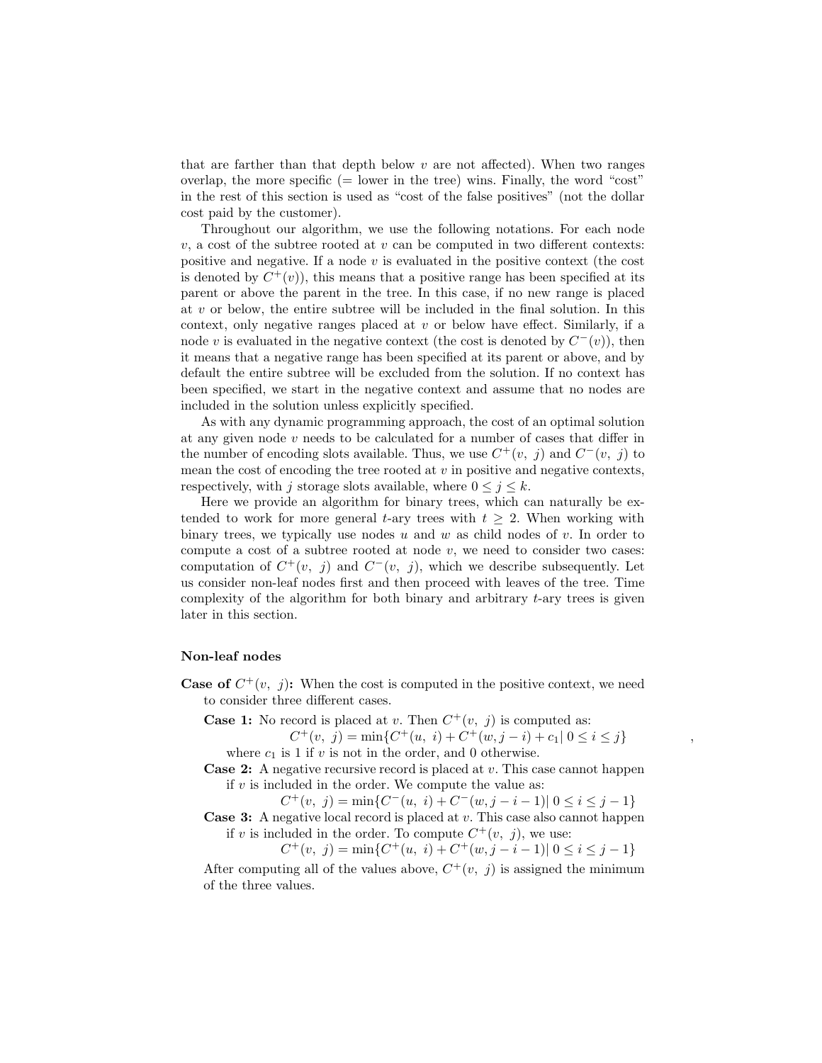that are farther than that depth below $v$ are not affected). When two ranges overlap, the more specific (= lower in the tree) wins. Finally, the word "cost" in the rest of this section is used as "cost of the false positives" (not the dollar cost paid by the customer).

Throughout our algorithm, we use the following notations. For each node $v$, a cost of the subtree rooted at $v$ can be computed in two different contexts: positive and negative. If a node $v$ is evaluated in the positive context (the cost is denoted by $C^+(v)$), this means that a positive range has been specified at its parent or above the parent in the tree. In this case, if no new range is placed at $v$ or below, the entire subtree will be included in the final solution. In this context, only negative ranges placed at $v$ or below have effect. Similarly, if a node $v$ is evaluated in the negative context (the cost is denoted by $C^-(v)$), then it means that a negative range has been specified at its parent or above, and by default the entire subtree will be excluded from the solution. If no context has been specified, we start in the negative context and assume that no nodes are included in the solution unless explicitly specified.

As with any dynamic programming approach, the cost of an optimal solution at any given node $v$ needs to be calculated for a number of cases that differ in the number of encoding slots available. Thus, we use $C^+(v,\ j)$ and $C^-(v,\ j)$ to mean the cost of encoding the tree rooted at $v$ in positive and negative contexts, respectively, with $j$ storage slots available, where $0 \leq j \leq k$.

Here we provide an algorithm for binary trees, which can naturally be extended to work for more general $t$-ary trees with $t \geq 2$. When working with binary trees, we typically use nodes $u$ and $w$ as child nodes of $v$. In order to compute a cost of a subtree rooted at node $v$, we need to consider two cases: computation of $C^+(v,\ j)$ and $C^-(v,\ j)$, which we describe subsequently. Let us consider non-leaf nodes first and then proceed with leaves of the tree. Time complexity of the algorithm for both binary and arbitrary $t$-ary trees is given later in this section.

**Non-leaf nodes**

**Case of $C^+(v,\ j)$:** When the cost is computed in the positive context, we need to consider three different cases.

**Case 1:** No record is placed at $v$. Then $C^+(v,\ j)$ is computed as:

$$C^+(v,\ j) = \min\{C^+(u,\ i) + C^+(w, j - i) + c_1 |\ 0 \leq i \leq j\},$$

where $c_1$ is 1 if $v$ is not in the order, and 0 otherwise.

**Case 2:** A negative recursive record is placed at $v$. This case cannot happen if $v$ is included in the order. We compute the value as:

$$C^+(v,\ j) = \min\{C^-(u,\ i) + C^-(w, j - i - 1) |\ 0 \leq i \leq j - 1\}$$

**Case 3:** A negative local record is placed at $v$. This case also cannot happen if $v$ is included in the order. To compute $C^+(v,\ j)$, we use:

$$C^+(v,\ j) = \min\{C^+(u,\ i) + C^+(w, j - i - 1) |\ 0 \leq i \leq j - 1\}$$

After computing all of the values above, $C^+(v,\ j)$ is assigned the minimum of the three values.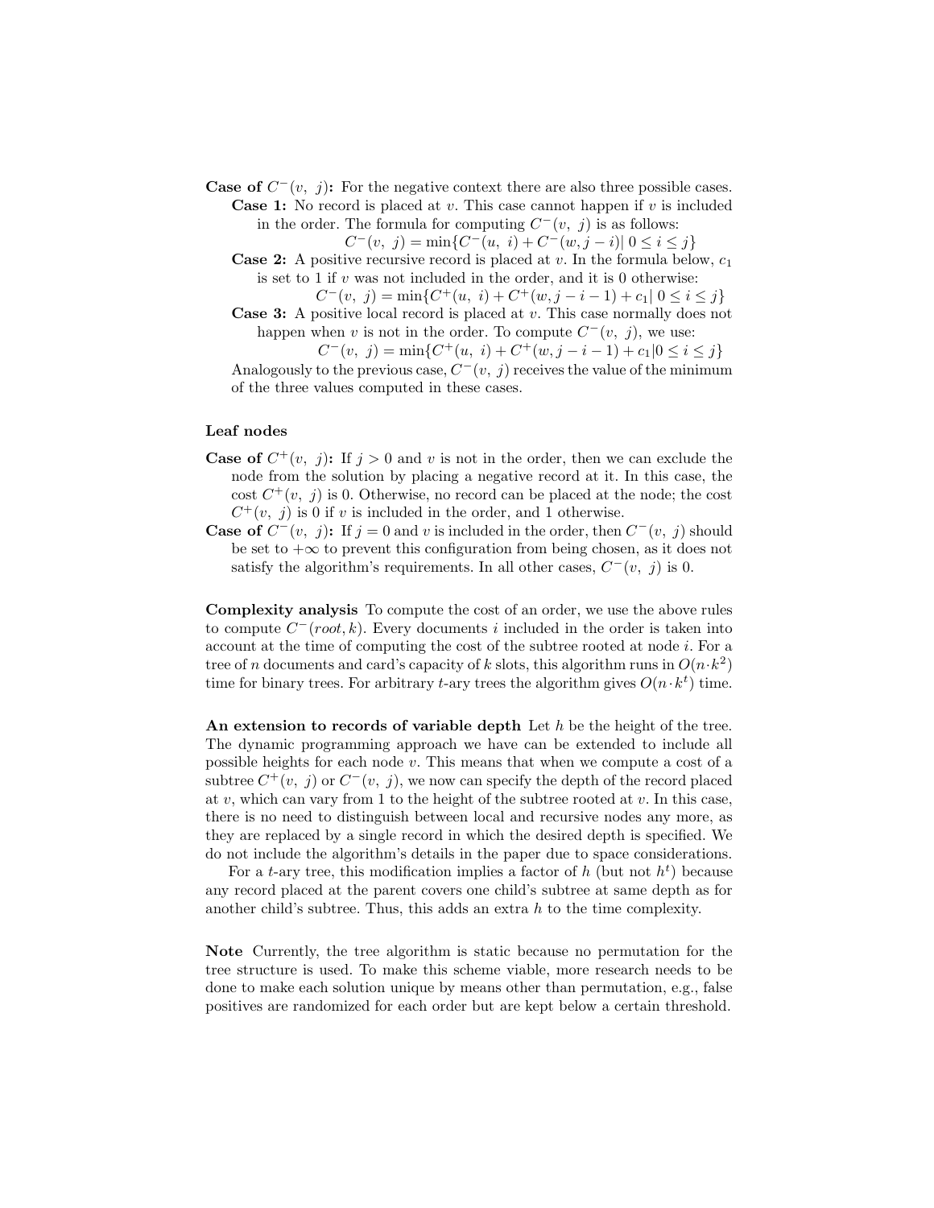**Case of $C^-(v,\ j)$:** For the negative context there are also three possible cases.

**Case 1:** No record is placed at $v$. This case cannot happen if $v$ is included in the order. The formula for computing $C^-(v,\ j)$ is as follows:

$$C^-(v,\ j) = \min\{C^-(u,\ i) + C^-(w, j-i)|\ 0 \leq i \leq j\}$$

**Case 2:** A positive recursive record is placed at $v$. In the formula below, $c_1$ is set to 1 if $v$ was not included in the order, and it is 0 otherwise:

$$C^-(v,\ j) = \min\{C^+(u,\ i) + C^+(w, j-i-1) + c_1|\ 0 \leq i \leq j\}$$

**Case 3:** A positive local record is placed at $v$. This case normally does not happen when $v$ is not in the order. To compute $C^-(v,\ j)$, we use:

$$C^-(v,\ j) = \min\{C^+(u,\ i) + C^+(w, j-i-1) + c_1 | 0 \leq i \leq j\}$$

Analogously to the previous case, $C^-(v,\ j)$ receives the value of the minimum of the three values computed in these cases.

### Leaf nodes

**Case of $C^+(v,\ j)$:** If $j > 0$ and $v$ is not in the order, then we can exclude the node from the solution by placing a negative record at it. In this case, the cost $C^+(v,\ j)$ is 0. Otherwise, no record can be placed at the node; the cost $C^+(v,\ j)$ is 0 if $v$ is included in the order, and 1 otherwise.

**Case of $C^-(v,\ j)$:** If $j = 0$ and $v$ is included in the order, then $C^-(v,\ j)$ should be set to $+\infty$ to prevent this configuration from being chosen, as it does not satisfy the algorithm's requirements. In all other cases, $C^-(v,\ j)$ is 0.

**Complexity analysis** To compute the cost of an order, we use the above rules to compute $C^-(root, k)$. Every documents $i$ included in the order is taken into account at the time of computing the cost of the subtree rooted at node $i$. For a tree of $n$ documents and card's capacity of $k$ slots, this algorithm runs in $O(n \cdot k^2)$ time for binary trees. For arbitrary $t$-ary trees the algorithm gives $O(n \cdot k^t)$ time.

**An extension to records of variable depth** Let $h$ be the height of the tree. The dynamic programming approach we have can be extended to include all possible heights for each node $v$. This means that when we compute a cost of a subtree $C^+(v,\ j)$ or $C^-(v,\ j)$, we now can specify the depth of the record placed at $v$, which can vary from 1 to the height of the subtree rooted at $v$. In this case, there is no need to distinguish between local and recursive nodes any more, as they are replaced by a single record in which the desired depth is specified. We do not include the algorithm's details in the paper due to space considerations.

For a $t$-ary tree, this modification implies a factor of $h$ (but not $h^t$) because any record placed at the parent covers one child's subtree at same depth as for another child's subtree. Thus, this adds an extra $h$ to the time complexity.

**Note** Currently, the tree algorithm is static because no permutation for the tree structure is used. To make this scheme viable, more research needs to be done to make each solution unique by means other than permutation, e.g., false positives are randomized for each order but are kept below a certain threshold.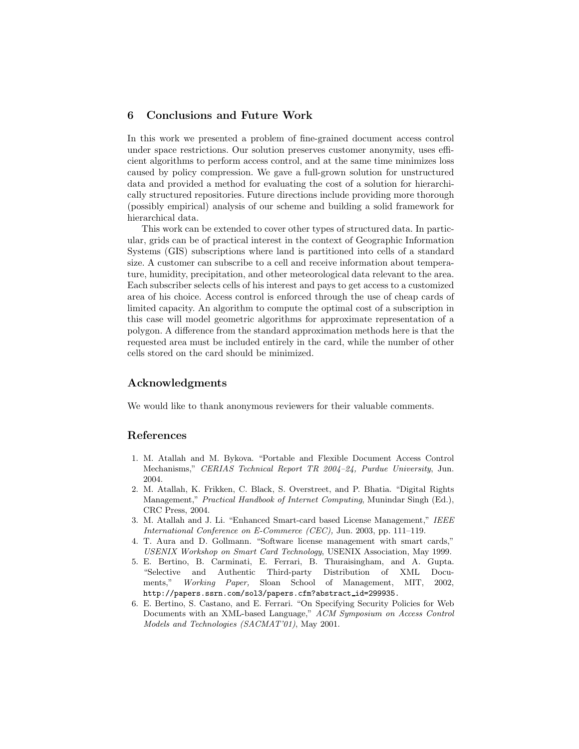## 6 Conclusions and Future Work

In this work we presented a problem of fine-grained document access control under space restrictions. Our solution preserves customer anonymity, uses efficient algorithms to perform access control, and at the same time minimizes loss caused by policy compression. We gave a full-grown solution for unstructured data and provided a method for evaluating the cost of a solution for hierarchically structured repositories. Future directions include providing more thorough (possibly empirical) analysis of our scheme and building a solid framework for hierarchical data.

This work can be extended to cover other types of structured data. In particular, grids can be of practical interest in the context of Geographic Information Systems (GIS) subscriptions where land is partitioned into cells of a standard size. A customer can subscribe to a cell and receive information about temperature, humidity, precipitation, and other meteorological data relevant to the area. Each subscriber selects cells of his interest and pays to get access to a customized area of his choice. Access control is enforced through the use of cheap cards of limited capacity. An algorithm to compute the optimal cost of a subscription in this case will model geometric algorithms for approximate representation of a polygon. A difference from the standard approximation methods here is that the requested area must be included entirely in the card, while the number of other cells stored on the card should be minimized.

## Acknowledgments

We would like to thank anonymous reviewers for their valuable comments.

## References

1. M. Atallah and M. Bykova. "Portable and Flexible Document Access Control Mechanisms," *CERIAS Technical Report TR 2004–24, Purdue University*, Jun. 2004.
2. M. Atallah, K. Frikken, C. Black, S. Overstreet, and P. Bhatia. "Digital Rights Management," *Practical Handbook of Internet Computing*, Munindar Singh (Ed.), CRC Press, 2004.
3. M. Atallah and J. Li. "Enhanced Smart-card based License Management," *IEEE International Conference on E-Commerce (CEC),* Jun. 2003, pp. 111–119.
4. T. Aura and D. Gollmann. "Software license management with smart cards," *USENIX Workshop on Smart Card Technology*, USENIX Association, May 1999.
5. E. Bertino, B. Carminati, E. Ferrari, B. Thuraisingham, and A. Gupta. "Selective and Authentic Third-party Distribution of XML Documents," *Working Paper,* Sloan School of Management, MIT, 2002, `http://papers.ssrn.com/sol3/papers.cfm?abstract_id=299935`.
6. E. Bertino, S. Castano, and E. Ferrari. "On Specifying Security Policies for Web Documents with an XML-based Language," *ACM Symposium on Access Control Models and Technologies (SACMAT'01)*, May 2001.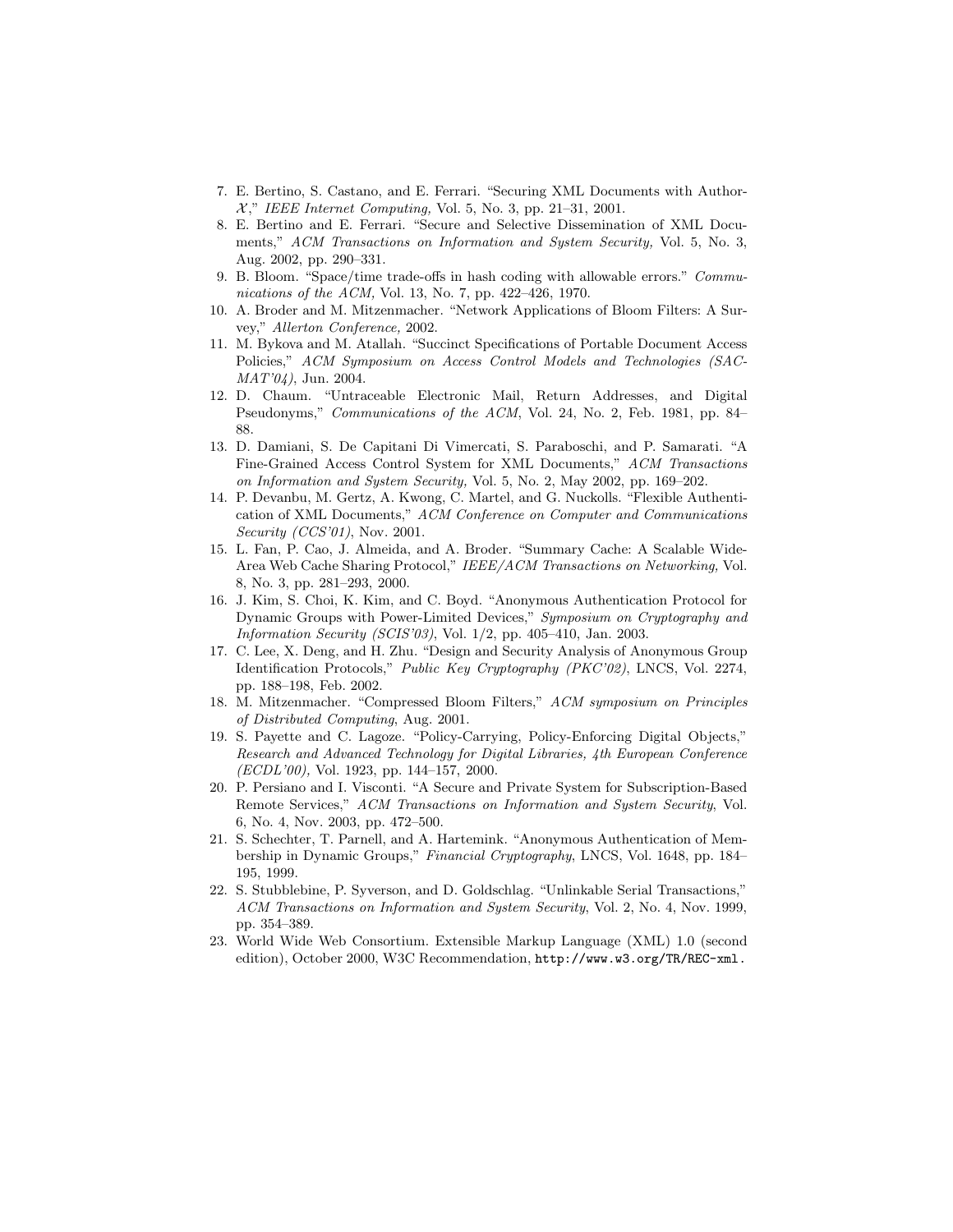7. E. Bertino, S. Castano, and E. Ferrari. "Securing XML Documents with Author-$\mathcal{X}$," *IEEE Internet Computing,* Vol. 5, No. 3, pp. 21–31, 2001.
8. E. Bertino and E. Ferrari. "Secure and Selective Dissemination of XML Documents," *ACM Transactions on Information and System Security,* Vol. 5, No. 3, Aug. 2002, pp. 290–331.
9. B. Bloom. "Space/time trade-offs in hash coding with allowable errors." *Communications of the ACM,* Vol. 13, No. 7, pp. 422–426, 1970.
10. A. Broder and M. Mitzenmacher. "Network Applications of Bloom Filters: A Survey," *Allerton Conference,* 2002.
11. M. Bykova and M. Atallah. "Succinct Specifications of Portable Document Access Policies," *ACM Symposium on Access Control Models and Technologies (SACMAT'04)*, Jun. 2004.
12. D. Chaum. "Untraceable Electronic Mail, Return Addresses, and Digital Pseudonyms," *Communications of the ACM*, Vol. 24, No. 2, Feb. 1981, pp. 84–88.
13. D. Damiani, S. De Capitani Di Vimercati, S. Paraboschi, and P. Samarati. "A Fine-Grained Access Control System for XML Documents," *ACM Transactions on Information and System Security,* Vol. 5, No. 2, May 2002, pp. 169–202.
14. P. Devanbu, M. Gertz, A. Kwong, C. Martel, and G. Nuckolls. "Flexible Authentication of XML Documents," *ACM Conference on Computer and Communications Security (CCS'01)*, Nov. 2001.
15. L. Fan, P. Cao, J. Almeida, and A. Broder. "Summary Cache: A Scalable Wide-Area Web Cache Sharing Protocol," *IEEE/ACM Transactions on Networking,* Vol. 8, No. 3, pp. 281–293, 2000.
16. J. Kim, S. Choi, K. Kim, and C. Boyd. "Anonymous Authentication Protocol for Dynamic Groups with Power-Limited Devices," *Symposium on Cryptography and Information Security (SCIS'03)*, Vol. 1/2, pp. 405–410, Jan. 2003.
17. C. Lee, X. Deng, and H. Zhu. "Design and Security Analysis of Anonymous Group Identification Protocols," *Public Key Cryptography (PKC'02)*, LNCS, Vol. 2274, pp. 188–198, Feb. 2002.
18. M. Mitzenmacher. "Compressed Bloom Filters," *ACM symposium on Principles of Distributed Computing*, Aug. 2001.
19. S. Payette and C. Lagoze. "Policy-Carrying, Policy-Enforcing Digital Objects," *Research and Advanced Technology for Digital Libraries, 4th European Conference (ECDL'00),* Vol. 1923, pp. 144–157, 2000.
20. P. Persiano and I. Visconti. "A Secure and Private System for Subscription-Based Remote Services," *ACM Transactions on Information and System Security*, Vol. 6, No. 4, Nov. 2003, pp. 472–500.
21. S. Schechter, T. Parnell, and A. Hartemink. "Anonymous Authentication of Membership in Dynamic Groups," *Financial Cryptography*, LNCS, Vol. 1648, pp. 184–195, 1999.
22. S. Stubblebine, P. Syverson, and D. Goldschlag. "Unlinkable Serial Transactions," *ACM Transactions on Information and System Security*, Vol. 2, No. 4, Nov. 1999, pp. 354–389.
23. World Wide Web Consortium. Extensible Markup Language (XML) 1.0 (second edition), October 2000, W3C Recommendation, `http://www.w3.org/TR/REC-xml`.